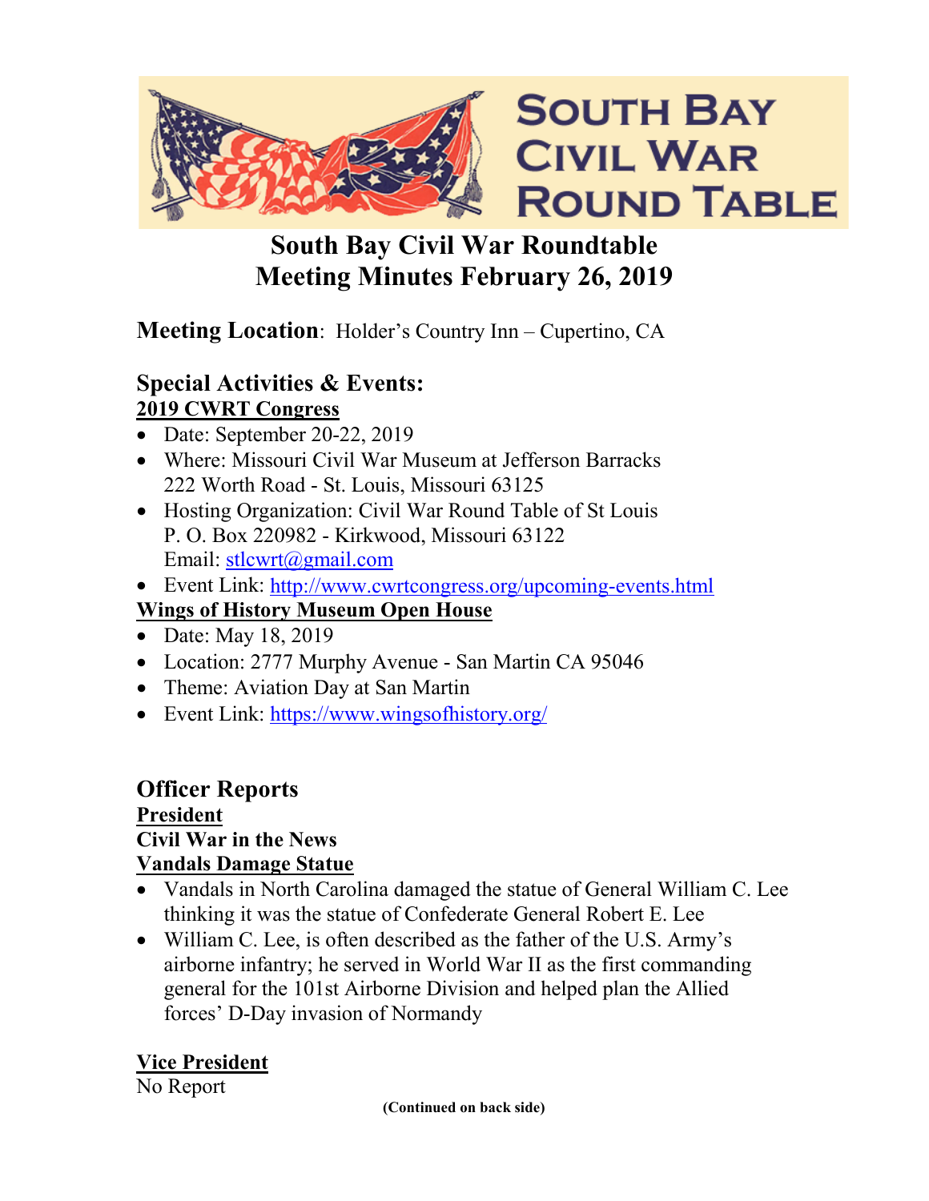# South Bay Civil War Roundtable
# Meeting Minutes February 26, 2019

**Meeting Location**: Holder's Country Inn – Cupertino, CA

## Special Activities & Events:

**2019 CWRT Congress**

- Date: September 20-22, 2019
- Where: Missouri Civil War Museum at Jefferson Barracks
  222 Worth Road - St. Louis, Missouri 63125
- Hosting Organization: Civil War Round Table of St Louis
  P. O. Box 220982 - Kirkwood, Missouri 63122
  Email: stlcwrt@gmail.com
- Event Link: http://www.cwrtcongress.org/upcoming-events.html

**Wings of History Museum Open House**

- Date: May 18, 2019
- Location: 2777 Murphy Avenue - San Martin CA 95046
- Theme: Aviation Day at San Martin
- Event Link: https://www.wingsofhistory.org/

## Officer Reports

### President

**Civil War in the News**

**Vandals Damage Statue**

- Vandals in North Carolina damaged the statue of General William C. Lee thinking it was the statue of Confederate General Robert E. Lee
- William C. Lee, is often described as the father of the U.S. Army's airborne infantry; he served in World War II as the first commanding general for the 101st Airborne Division and helped plan the Allied forces' D-Day invasion of Normandy

### Vice President

No Report

**(Continued on back side)**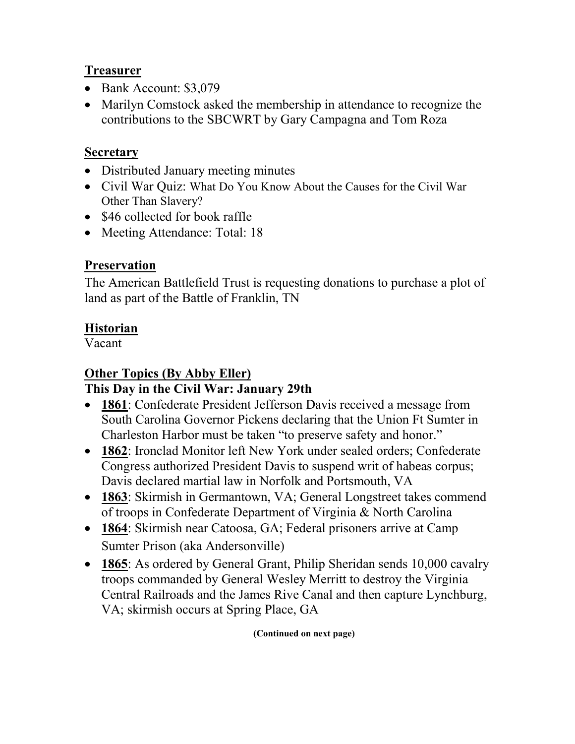## Treasurer

- Bank Account: $3,079
- Marilyn Comstock asked the membership in attendance to recognize the contributions to the SBCWRT by Gary Campagna and Tom Roza

## Secretary

- Distributed January meeting minutes
- Civil War Quiz: What Do You Know About the Causes for the Civil War Other Than Slavery?
- $46 collected for book raffle
- Meeting Attendance: Total: 18

## Preservation

The American Battlefield Trust is requesting donations to purchase a plot of land as part of the Battle of Franklin, TN

## Historian

Vacant

## Other Topics (By Abby Eller)

**This Day in the Civil War: January 29th**

- **1861**: Confederate President Jefferson Davis received a message from South Carolina Governor Pickens declaring that the Union Ft Sumter in Charleston Harbor must be taken "to preserve safety and honor."
- **1862**: Ironclad Monitor left New York under sealed orders; Confederate Congress authorized President Davis to suspend writ of habeas corpus; Davis declared martial law in Norfolk and Portsmouth, VA
- **1863**: Skirmish in Germantown, VA; General Longstreet takes commend of troops in Confederate Department of Virginia & North Carolina
- **1864**: Skirmish near Catoosa, GA; Federal prisoners arrive at Camp Sumter Prison (aka Andersonville)
- **1865**: As ordered by General Grant, Philip Sheridan sends 10,000 cavalry troops commanded by General Wesley Merritt to destroy the Virginia Central Railroads and the James Rive Canal and then capture Lynchburg, VA; skirmish occurs at Spring Place, GA

**(Continued on next page)**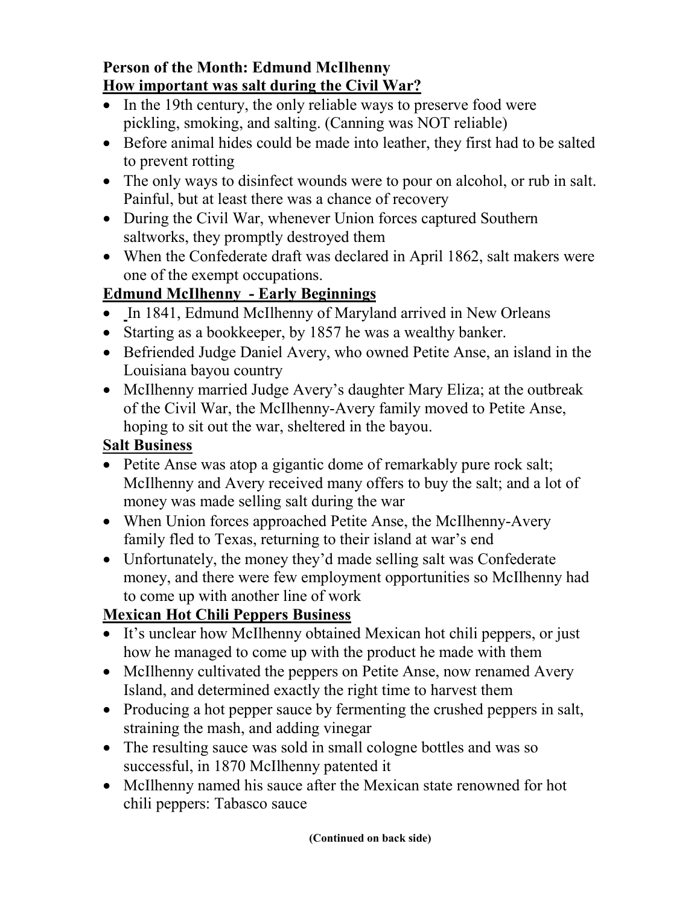**Person of the Month: Edmund McIlhenny**

**How important was salt during the Civil War?**

- In the 19th century, the only reliable ways to preserve food were pickling, smoking, and salting. (Canning was NOT reliable)
- Before animal hides could be made into leather, they first had to be salted to prevent rotting
- The only ways to disinfect wounds were to pour on alcohol, or rub in salt. Painful, but at least there was a chance of recovery
- During the Civil War, whenever Union forces captured Southern saltworks, they promptly destroyed them
- When the Confederate draft was declared in April 1862, salt makers were one of the exempt occupations.

**Edmund McIlhenny - Early Beginnings**

- In 1841, Edmund McIlhenny of Maryland arrived in New Orleans
- Starting as a bookkeeper, by 1857 he was a wealthy banker.
- Befriended Judge Daniel Avery, who owned Petite Anse, an island in the Louisiana bayou country
- McIlhenny married Judge Avery's daughter Mary Eliza; at the outbreak of the Civil War, the McIlhenny-Avery family moved to Petite Anse, hoping to sit out the war, sheltered in the bayou.

**Salt Business**

- Petite Anse was atop a gigantic dome of remarkably pure rock salt; McIlhenny and Avery received many offers to buy the salt; and a lot of money was made selling salt during the war
- When Union forces approached Petite Anse, the McIlhenny-Avery family fled to Texas, returning to their island at war's end
- Unfortunately, the money they'd made selling salt was Confederate money, and there were few employment opportunities so McIlhenny had to come up with another line of work

**Mexican Hot Chili Peppers Business**

- It's unclear how McIlhenny obtained Mexican hot chili peppers, or just how he managed to come up with the product he made with them
- McIlhenny cultivated the peppers on Petite Anse, now renamed Avery Island, and determined exactly the right time to harvest them
- Producing a hot pepper sauce by fermenting the crushed peppers in salt, straining the mash, and adding vinegar
- The resulting sauce was sold in small cologne bottles and was so successful, in 1870 McIlhenny patented it
- McIlhenny named his sauce after the Mexican state renowned for hot chili peppers: Tabasco sauce

**(Continued on back side)**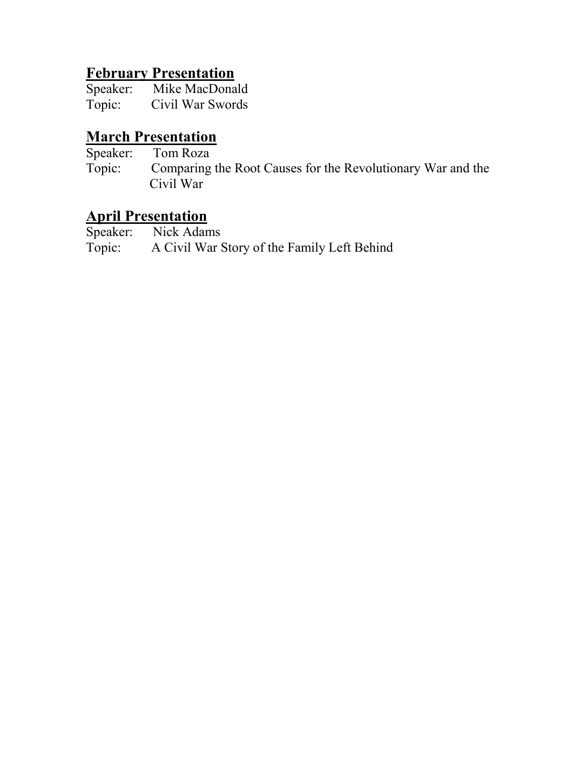**February Presentation**

Speaker: Mike MacDonald
Topic: Civil War Swords

**March Presentation**

Speaker: Tom Roza
Topic: Comparing the Root Causes for the Revolutionary War and the Civil War

**April Presentation**

Speaker: Nick Adams
Topic: A Civil War Story of the Family Left Behind